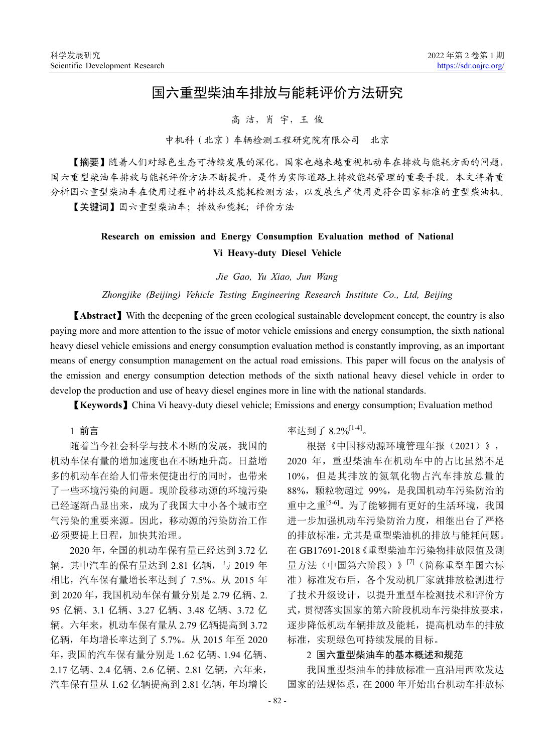# 国六重型柴油车排放与能耗评价方法研究

高 洁，肖 宇，王 俊

中机科（北京）车辆检测工程研究院有限公司　北京

**【摘要】**随着人们对绿色生态可持续发展的深化，国家也越来越重视机动车在排放与能耗方面的问题，国六重型柴油车排放与能耗评价方法不断提升，是作为实际道路上排放能耗管理的重要手段。本文将着重分析国六重型柴油车在使用过程中的排放及能耗检测方法，以发展生产使用更符合国家标准的重型柴油机。

**【关键词】**国六重型柴油车；排放和能耗；评价方法

## Research on emission and Energy Consumption Evaluation method of National Vi Heavy-duty Diesel Vehicle

*Jie Gao, Yu Xiao, Jun Wang*

*Zhongjike (Beijing) Vehicle Testing Engineering Research Institute Co., Ltd, Beijing*

**【Abstract】**With the deepening of the green ecological sustainable development concept, the country is also paying more and more attention to the issue of motor vehicle emissions and energy consumption, the sixth national heavy diesel vehicle emissions and energy consumption evaluation method is constantly improving, as an important means of energy consumption management on the actual road emissions. This paper will focus on the analysis of the emission and energy consumption detection methods of the sixth national heavy diesel vehicle in order to develop the production and use of heavy diesel engines more in line with the national standards.

**【Keywords】**China Vi heavy-duty diesel vehicle; Emissions and energy consumption; Evaluation method

## 1 前言

随着当今社会科学与技术不断的发展，我国的机动车保有量的增加速度也在不断地升高。日益增多的机动车在给人们带来便捷出行的同时，也带来了一些环境污染的问题。现阶段移动源的环境污染已经逐渐凸显出来，成为了我国大中小各个城市空气污染的重要来源。因此，移动源的污染防治工作必须要提上日程，加快其治理。

2020 年，全国的机动车保有量已经达到 3.72 亿辆，其中汽车的保有量达到 2.81 亿辆，与 2019 年相比，汽车保有量增长率达到了 7.5%。从 2015 年到 2020 年，我国机动车保有量分别是 2.79 亿辆、2.95 亿辆、3.1 亿辆、3.27 亿辆、3.48 亿辆、3.72 亿辆。六年来，机动车保有量从 2.79 亿辆提高到 3.72 亿辆，年均增长率达到了 5.7%。从 2015 年至 2020 年，我国的汽车保有量分别是 1.62 亿辆、1.94 亿辆、2.17 亿辆、2.4 亿辆、2.6 亿辆、2.81 亿辆，六年来，汽车保有量从 1.62 亿辆提高到 2.81 亿辆，年均增长率达到了 8.2%[1-4]。

根据《中国移动源环境管理年报（2021）》，2020 年，重型柴油车在机动车中的占比虽然不足 10%，但是其排放的氮氧化物占汽车排放总量的 88%，颗粒物超过 99%，是我国机动车污染防治的重中之重[5-6]。为了能够拥有更好的生活环境，我国进一步加强机动车污染防治力度，相继出台了严格的排放标准，尤其是重型柴油机的排放与能耗问题。在 GB17691-2018《重型柴油车污染物排放限值及测量方法（中国第六阶段）》[7]（简称重型车国六标准）标准发布后，各个发动机厂家就排放检测进行了技术升级设计，以提升重型车检测技术和评价方式，贯彻落实国家的第六阶段机动车污染排放要求，逐步降低机动车辆排放及能耗，提高机动车的排放标准，实现绿色可持续发展的目标。

## 2 国六重型柴油车的基本概述和规范

我国重型柴油车的排放标准一直沿用西欧发达国家的法规体系，在 2000 年开始出台机动车排放标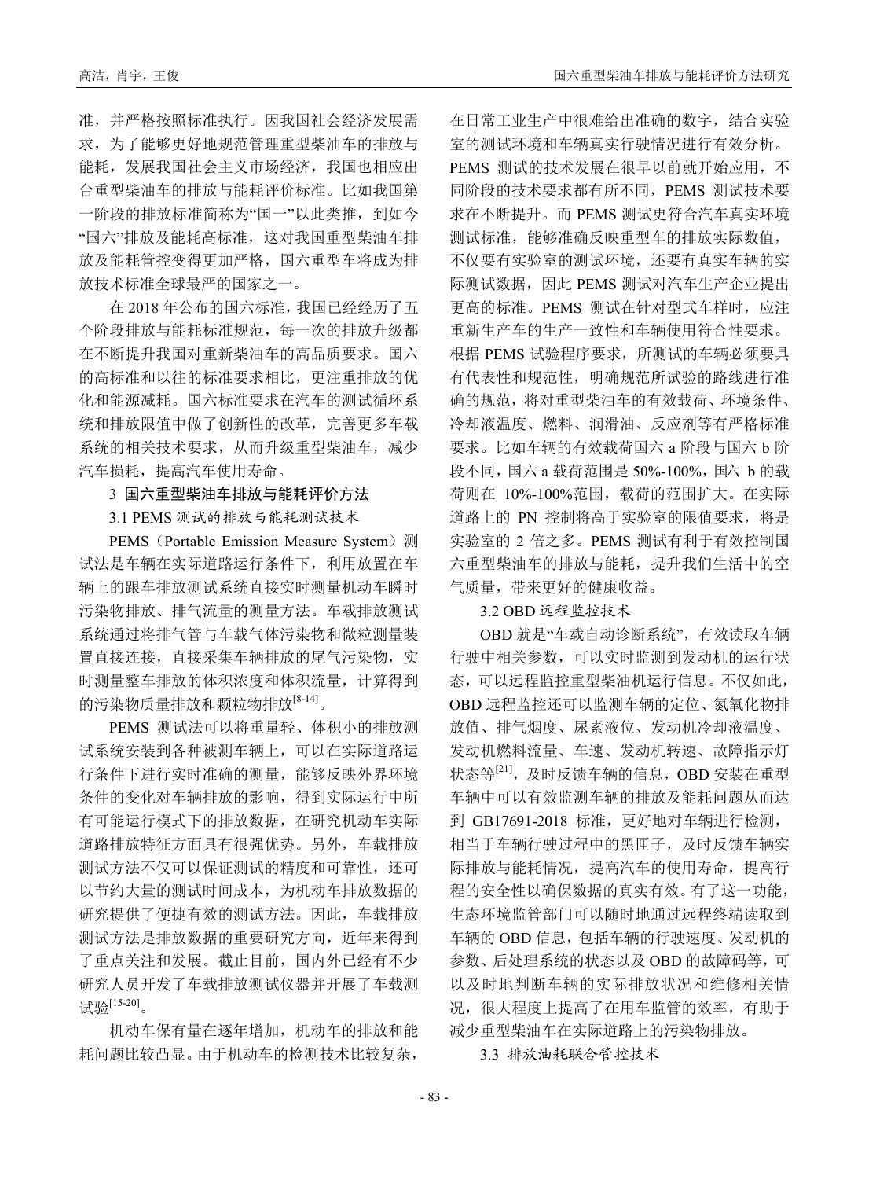准，并严格按照标准执行。因我国社会经济发展需求，为了能够更好地规范管理重型柴油车的排放与能耗，发展我国社会主义市场经济，我国也相应出台重型柴油车的排放与能耗评价标准。比如我国第一阶段的排放标准简称为"国一"以此类推，到如今"国六"排放及能耗高标准，这对我国重型柴油车排放及能耗管控变得更加严格，国六重型车将成为排放技术标准全球最严的国家之一。

在 2018 年公布的国六标准，我国已经经历了五个阶段排放与能耗标准规范，每一次的排放升级都在不断提升我国对重新柴油车的高品质要求。国六的高标准和以往的标准要求相比，更注重排放的优化和能源减耗。国六标准要求在汽车的测试循环系统和排放限值中做了创新性的改革，完善更多车载系统的相关技术要求，从而升级重型柴油车，减少汽车损耗，提高汽车使用寿命。

## 3 国六重型柴油车排放与能耗评价方法

### 3.1 PEMS 测试的排放与能耗测试技术

PEMS（Portable Emission Measure System）测试法是车辆在实际道路运行条件下，利用放置在车辆上的跟车排放测试系统直接实时测量机动车瞬时污染物排放、排气流量的测量方法。车载排放测试系统通过将排气管与车载气体污染物和微粒测量装置直接连接，直接采集车辆排放的尾气污染物，实时测量整车排放的体积浓度和体积流量，计算得到的污染物质量排放和颗粒物排放[8-14]。

PEMS 测试法可以将重量轻、体积小的排放测试系统安装到各种被测车辆上，可以在实际道路运行条件下进行实时准确的测量，能够反映外界环境条件的变化对车辆排放的影响，得到实际运行中所有可能运行模式下的排放数据，在研究机动车实际道路排放特征方面具有很强优势。另外，车载排放测试方法不仅可以保证测试的精度和可靠性，还可以节约大量的测试时间成本，为机动车排放数据的研究提供了便捷有效的测试方法。因此，车载排放测试方法是排放数据的重要研究方向，近年来得到了重点关注和发展。截止目前，国内外已经有不少研究人员开发了车载排放测试仪器并开展了车载测试验[15-20]。

机动车保有量在逐年增加，机动车的排放和能耗问题比较凸显。由于机动车的检测技术比较复杂，在日常工业生产中很难给出准确的数字，结合实验室的测试环境和车辆真实行驶情况进行有效分析。PEMS 测试的技术发展在很早以前就开始应用，不同阶段的技术要求都有所不同，PEMS 测试技术要求在不断提升。而 PEMS 测试更符合汽车真实环境测试标准，能够准确反映重型车的排放实际数值，不仅要有实验室的测试环境，还要有真实车辆的实际测试数据，因此 PEMS 测试对汽车生产企业提出更高的标准。PEMS 测试在针对型式车样时，应注重新生产车的生产一致性和车辆使用符合性要求。根据 PEMS 试验程序要求，所测试的车辆必须要具有代表性和规范性，明确规范所试验的路线进行准确的规范，将对重型柴油车的有效载荷、环境条件、冷却液温度、燃料、润滑油、反应剂等有严格标准要求。比如车辆的有效载荷国六 a 阶段与国六 b 阶段不同，国六 a 载荷范围是 50%-100%，国六 b 的载荷则在 10%-100%范围，载荷的范围扩大。在实际道路上的 PN 控制将高于实验室的限值要求，将是实验室的 2 倍之多。PEMS 测试有利于有效控制国六重型柴油车的排放与能耗，提升我们生活中的空气质量，带来更好的健康收益。

### 3.2 OBD 远程监控技术

OBD 就是"车载自动诊断系统"，有效读取车辆行驶中相关参数，可以实时监测到发动机的运行状态，可以远程监控重型柴油机运行信息。不仅如此，OBD 远程监控还可以监测车辆的定位、氮氧化物排放值、排气烟度、尿素液位、发动机冷却液温度、发动机燃料流量、车速、发动机转速、故障指示灯状态等[21]，及时反馈车辆的信息，OBD 安装在重型车辆中可以有效监测车辆的排放及能耗问题从而达到 GB17691-2018 标准，更好地对车辆进行检测，相当于车辆行驶过程中的黑匣子，及时反馈车辆实际排放与能耗情况，提高汽车的使用寿命，提高行程的安全性以确保数据的真实有效。有了这一功能，生态环境监管部门可以随时地通过远程终端读取到车辆的 OBD 信息，包括车辆的行驶速度、发动机的参数、后处理系统的状态以及 OBD 的故障码等，可以及时地判断车辆的实际排放状况和维修相关情况，很大程度上提高了在用车监管的效率，有助于减少重型柴油车在实际道路上的污染物排放。

### 3.3 排放油耗联合管控技术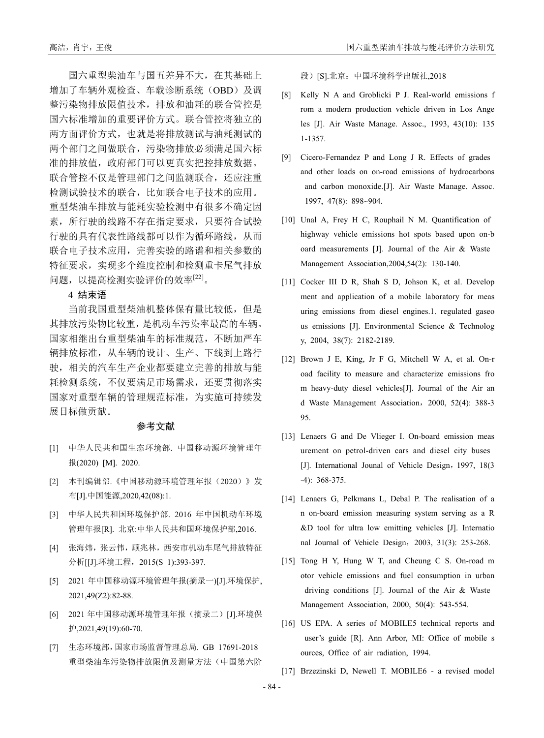国六重型柴油车与国五差异不大，在其基础上增加了车辆外观检查、车载诊断系统（OBD）及调整污染物排放限值技术，排放和油耗的联合管控是国六标准增加的重要评价方式。联合管控将独立的两方面评价方式，也就是将排放测试与油耗测试的两个部门之间做联合，污染物排放必须满足国六标准的排放值，政府部门可以更真实把控排放数据。联合管控不仅是管理部门之间监测联合，还应注重检测试验技术的联合，比如联合电子技术的应用。重型柴油车排放与能耗实验检测中有很多不确定因素，所行驶的线路不存在指定要求，只要符合试验行驶的具有代表性路线都可以作为循环路线，从而联合电子技术应用，完善实验的路谱和相关参数的特征要求，实现多个维度控制和检测重卡尾气排放问题，以提高检测实验评价的效率[22]。

## 4 结束语

当前我国重型柴油机整体保有量比较低，但是其排放污染物比较重，是机动车污染率最高的车辆。国家相继出台重型柴油车的标准规范，不断加严车辆排放标准，从车辆的设计、生产、下线到上路行驶，相关的汽车生产企业都要建立完善的排放与能耗检测系统，不仅要满足市场需求，还要贯彻落实国家对重型车辆的管理规范标准，为实施可持续发展目标做贡献。

## 参考文献

[1] 中华人民共和国生态环境部. 中国移动源环境管理年报(2020) [M]. 2020.

[2] 本刊编辑部.《中国移动源环境管理年报（2020）》发布[J].中国能源,2020,42(08):1.

[3] 中华人民共和国环境保护部. 2016 年中国机动车环境管理年报[R]. 北京:中华人民共和国环境保护部,2016.

[4] 张海炜，张云伟，顾兆林，西安市机动车尾气排放特征分析[[J].环境工程，2015(S 1):393-397.

[5] 2021 年中国移动源环境管理年报(摘录一)[J].环境保护,2021,49(Z2):82-88.

[6] 2021 年中国移动源环境管理年报（摘录二）[J].环境保护,2021,49(19):60-70.

[7] 生态环境部，国家市场监督管理总局. GB 17691-2018 重型柴油车污染物排放限值及测量方法（中国第六阶段）[S].北京：中国环境科学出版社,2018

[8] Kelly N A and Groblicki P J. Real-world emissions from a modern production vehicle driven in Los Angeles [J]. Air Waste Manage. Assoc., 1993, 43(10): 1351-1357.

[9] Cicero-Fernandez P and Long J R. Effects of grades and other loads on on-road emissions of hydrocarbons and carbon monoxide.[J]. Air Waste Manage. Assoc. 1997, 47(8): 898~904.

[10] Unal A, Frey H C, Rouphail N M. Quantification of highway vehicle emissions hot spots based upon on-board measurements [J]. Journal of the Air & Waste Management Association,2004,54(2): 130-140.

[11] Cocker III D R, Shah S D, Johson K, et al. Development and application of a mobile laboratory for measuring emissions from diesel engines.1. regulated gaseous emissions [J]. Environmental Science & Technology, 2004, 38(7): 2182-2189.

[12] Brown J E, King, Jr F G, Mitchell W A, et al. On-road facility to measure and characterize emissions from heavy-duty diesel vehicles[J]. Journal of the Air and Waste Management Association，2000, 52(4): 388-395.

[13] Lenaers G and De Vlieger I. On-board emission measurement on petrol-driven cars and diesel city buses [J]. International Jounal of Vehicle Design，1997, 18(3-4): 368-375.

[14] Lenaers G, Pelkmans L, Debal P. The realisation of an on-board emission measuring system serving as a R&D tool for ultra low emitting vehicles [J]. International Journal of Vehicle Design，2003, 31(3): 253-268.

[15] Tong H Y, Hung W T, and Cheung C S. On-road motor vehicle emissions and fuel consumption in urban driving conditions [J]. Journal of the Air & Waste Management Association, 2000, 50(4): 543-554.

[16] US EPA. A series of MOBILE5 technical reports and user's guide [R]. Ann Arbor, MI: Office of mobile sources, Office of air radiation, 1994.

[17] Brzezinski D, Newell T. MOBILE6 - a revised model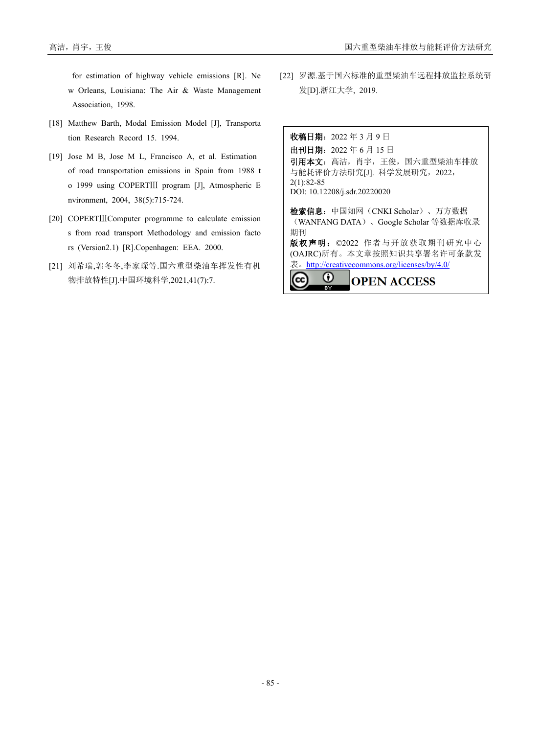for estimation of highway vehicle emissions [R]. New Orleans, Louisiana: The Air & Waste Management Association, 1998.

[18] Matthew Barth, Modal Emission Model [J], Transportation Research Record 15. 1994.

[19] Jose M B, Jose M L, Francisco A, et al. Estimation of road transportation emissions in Spain from 1988 to 1999 using COPERTⅢ program [J], Atmospheric Environment, 2004, 38(5):715-724.

[20] COPERTⅢComputer programme to calculate emissions from road transport Methodology and emission factors (Version2.1) [R].Copenhagen: EEA. 2000.

[21] 刘希瑞,郭冬冬,李家琛等.国六重型柴油车挥发性有机物排放特性[J].中国环境科学,2021,41(7):7.

[22] 罗源.基于国六标准的重型柴油车远程排放监控系统研发[D].浙江大学，2019.

**收稿日期**：2022 年 3 月 9 日
**出刊日期**：2022 年 6 月 15 日
**引用本文**：高洁，肖宇，王俊，国六重型柴油车排放与能耗评价方法研究[J]. 科学发展研究，2022，2(1):82-85
DOI: 10.12208/j.sdr.20220020

**检索信息**：中国知网（CNKI Scholar）、万方数据（WANFANG DATA）、Google Scholar 等数据库收录期刊
**版权声明**：©2022 作者与开放获取期刊研究中心(OAJRC)所有。本文章按照知识共享署名许可条款发表。http://creativecommons.org/licenses/by/4.0/

OPEN ACCESS